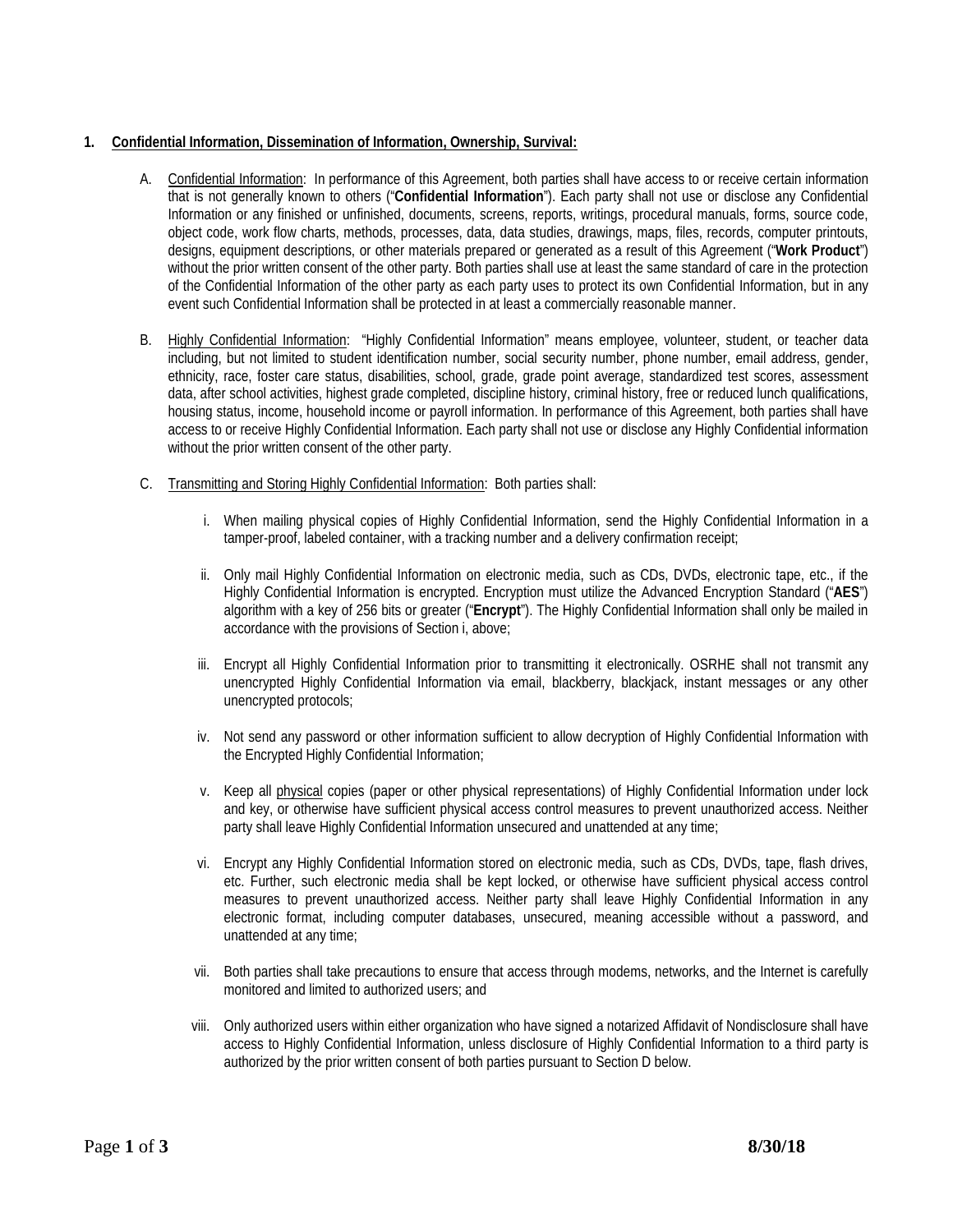**1. Confidential Information, Dissemination of Information, Ownership, Survival:**

A. Confidential Information: In performance of this Agreement, both parties shall have access to or receive certain information that is not generally known to others ("**Confidential Information**"). Each party shall not use or disclose any Confidential Information or any finished or unfinished, documents, screens, reports, writings, procedural manuals, forms, source code, object code, work flow charts, methods, processes, data, data studies, drawings, maps, files, records, computer printouts, designs, equipment descriptions, or other materials prepared or generated as a result of this Agreement ("**Work Product**") without the prior written consent of the other party. Both parties shall use at least the same standard of care in the protection of the Confidential Information of the other party as each party uses to protect its own Confidential Information, but in any event such Confidential Information shall be protected in at least a commercially reasonable manner.

B. Highly Confidential Information: "Highly Confidential Information" means employee, volunteer, student, or teacher data including, but not limited to student identification number, social security number, phone number, email address, gender, ethnicity, race, foster care status, disabilities, school, grade, grade point average, standardized test scores, assessment data, after school activities, highest grade completed, discipline history, criminal history, free or reduced lunch qualifications, housing status, income, household income or payroll information. In performance of this Agreement, both parties shall have access to or receive Highly Confidential Information. Each party shall not use or disclose any Highly Confidential information without the prior written consent of the other party.

C. Transmitting and Storing Highly Confidential Information: Both parties shall:

i. When mailing physical copies of Highly Confidential Information, send the Highly Confidential Information in a tamper-proof, labeled container, with a tracking number and a delivery confirmation receipt;

ii. Only mail Highly Confidential Information on electronic media, such as CDs, DVDs, electronic tape, etc., if the Highly Confidential Information is encrypted. Encryption must utilize the Advanced Encryption Standard ("**AES**") algorithm with a key of 256 bits or greater ("**Encrypt**"). The Highly Confidential Information shall only be mailed in accordance with the provisions of Section i, above;

iii. Encrypt all Highly Confidential Information prior to transmitting it electronically. OSRHE shall not transmit any unencrypted Highly Confidential Information via email, blackberry, blackjack, instant messages or any other unencrypted protocols;

iv. Not send any password or other information sufficient to allow decryption of Highly Confidential Information with the Encrypted Highly Confidential Information;

v. Keep all physical copies (paper or other physical representations) of Highly Confidential Information under lock and key, or otherwise have sufficient physical access control measures to prevent unauthorized access. Neither party shall leave Highly Confidential Information unsecured and unattended at any time;

vi. Encrypt any Highly Confidential Information stored on electronic media, such as CDs, DVDs, tape, flash drives, etc. Further, such electronic media shall be kept locked, or otherwise have sufficient physical access control measures to prevent unauthorized access. Neither party shall leave Highly Confidential Information in any electronic format, including computer databases, unsecured, meaning accessible without a password, and unattended at any time;

vii. Both parties shall take precautions to ensure that access through modems, networks, and the Internet is carefully monitored and limited to authorized users; and

viii. Only authorized users within either organization who have signed a notarized Affidavit of Nondisclosure shall have access to Highly Confidential Information, unless disclosure of Highly Confidential Information to a third party is authorized by the prior written consent of both parties pursuant to Section D below.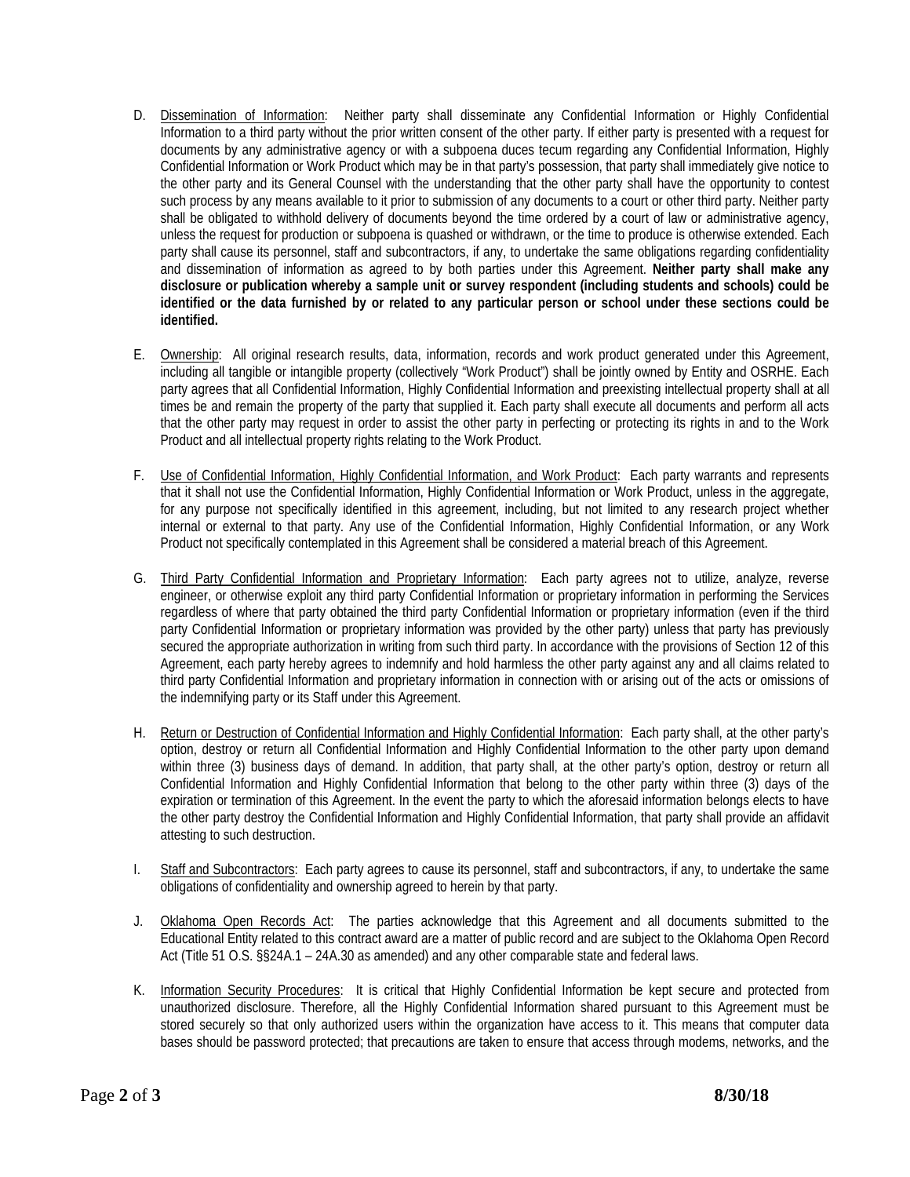D. Dissemination of Information: Neither party shall disseminate any Confidential Information or Highly Confidential Information to a third party without the prior written consent of the other party. If either party is presented with a request for documents by any administrative agency or with a subpoena duces tecum regarding any Confidential Information, Highly Confidential Information or Work Product which may be in that party's possession, that party shall immediately give notice to the other party and its General Counsel with the understanding that the other party shall have the opportunity to contest such process by any means available to it prior to submission of any documents to a court or other third party. Neither party shall be obligated to withhold delivery of documents beyond the time ordered by a court of law or administrative agency, unless the request for production or subpoena is quashed or withdrawn, or the time to produce is otherwise extended. Each party shall cause its personnel, staff and subcontractors, if any, to undertake the same obligations regarding confidentiality and dissemination of information as agreed to by both parties under this Agreement. **Neither party shall make any disclosure or publication whereby a sample unit or survey respondent (including students and schools) could be identified or the data furnished by or related to any particular person or school under these sections could be identified.**

E. Ownership: All original research results, data, information, records and work product generated under this Agreement, including all tangible or intangible property (collectively "Work Product") shall be jointly owned by Entity and OSRHE. Each party agrees that all Confidential Information, Highly Confidential Information and preexisting intellectual property shall at all times be and remain the property of the party that supplied it. Each party shall execute all documents and perform all acts that the other party may request in order to assist the other party in perfecting or protecting its rights in and to the Work Product and all intellectual property rights relating to the Work Product.

F. Use of Confidential Information, Highly Confidential Information, and Work Product: Each party warrants and represents that it shall not use the Confidential Information, Highly Confidential Information or Work Product, unless in the aggregate, for any purpose not specifically identified in this agreement, including, but not limited to any research project whether internal or external to that party. Any use of the Confidential Information, Highly Confidential Information, or any Work Product not specifically contemplated in this Agreement shall be considered a material breach of this Agreement.

G. Third Party Confidential Information and Proprietary Information: Each party agrees not to utilize, analyze, reverse engineer, or otherwise exploit any third party Confidential Information or proprietary information in performing the Services regardless of where that party obtained the third party Confidential Information or proprietary information (even if the third party Confidential Information or proprietary information was provided by the other party) unless that party has previously secured the appropriate authorization in writing from such third party. In accordance with the provisions of Section 12 of this Agreement, each party hereby agrees to indemnify and hold harmless the other party against any and all claims related to third party Confidential Information and proprietary information in connection with or arising out of the acts or omissions of the indemnifying party or its Staff under this Agreement.

H. Return or Destruction of Confidential Information and Highly Confidential Information: Each party shall, at the other party's option, destroy or return all Confidential Information and Highly Confidential Information to the other party upon demand within three (3) business days of demand. In addition, that party shall, at the other party's option, destroy or return all Confidential Information and Highly Confidential Information that belong to the other party within three (3) days of the expiration or termination of this Agreement. In the event the party to which the aforesaid information belongs elects to have the other party destroy the Confidential Information and Highly Confidential Information, that party shall provide an affidavit attesting to such destruction.

I. Staff and Subcontractors: Each party agrees to cause its personnel, staff and subcontractors, if any, to undertake the same obligations of confidentiality and ownership agreed to herein by that party.

J. Oklahoma Open Records Act: The parties acknowledge that this Agreement and all documents submitted to the Educational Entity related to this contract award are a matter of public record and are subject to the Oklahoma Open Record Act (Title 51 O.S. §§24A.1 – 24A.30 as amended) and any other comparable state and federal laws.

K. Information Security Procedures: It is critical that Highly Confidential Information be kept secure and protected from unauthorized disclosure. Therefore, all the Highly Confidential Information shared pursuant to this Agreement must be stored securely so that only authorized users within the organization have access to it. This means that computer data bases should be password protected; that precautions are taken to ensure that access through modems, networks, and the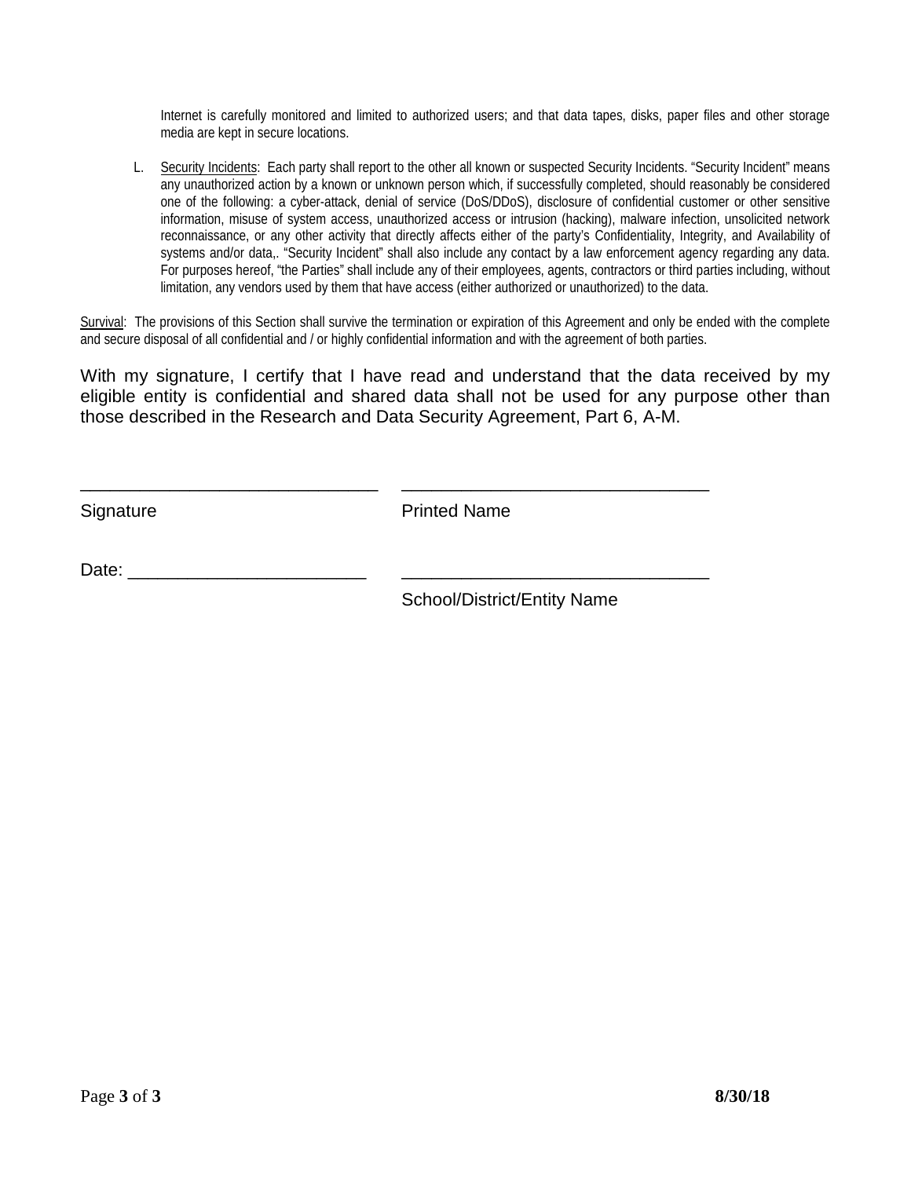Internet is carefully monitored and limited to authorized users; and that data tapes, disks, paper files and other storage media are kept in secure locations.

L. Security Incidents: Each party shall report to the other all known or suspected Security Incidents. "Security Incident" means any unauthorized action by a known or unknown person which, if successfully completed, should reasonably be considered one of the following: a cyber-attack, denial of service (DoS/DDoS), disclosure of confidential customer or other sensitive information, misuse of system access, unauthorized access or intrusion (hacking), malware infection, unsolicited network reconnaissance, or any other activity that directly affects either of the party's Confidentiality, Integrity, and Availability of systems and/or data,. "Security Incident" shall also include any contact by a law enforcement agency regarding any data. For purposes hereof, "the Parties" shall include any of their employees, agents, contractors or third parties including, without limitation, any vendors used by them that have access (either authorized or unauthorized) to the data.

Survival: The provisions of this Section shall survive the termination or expiration of this Agreement and only be ended with the complete and secure disposal of all confidential and / or highly confidential information and with the agreement of both parties.

With my signature, I certify that I have read and understand that the data received by my eligible entity is confidential and shared data shall not be used for any purpose other than those described in the Research and Data Security Agreement, Part 6, A-M.

_______________________________ _______________________________

Signature Printed Name

Date: ________________________ _______________________________

School/District/Entity Name